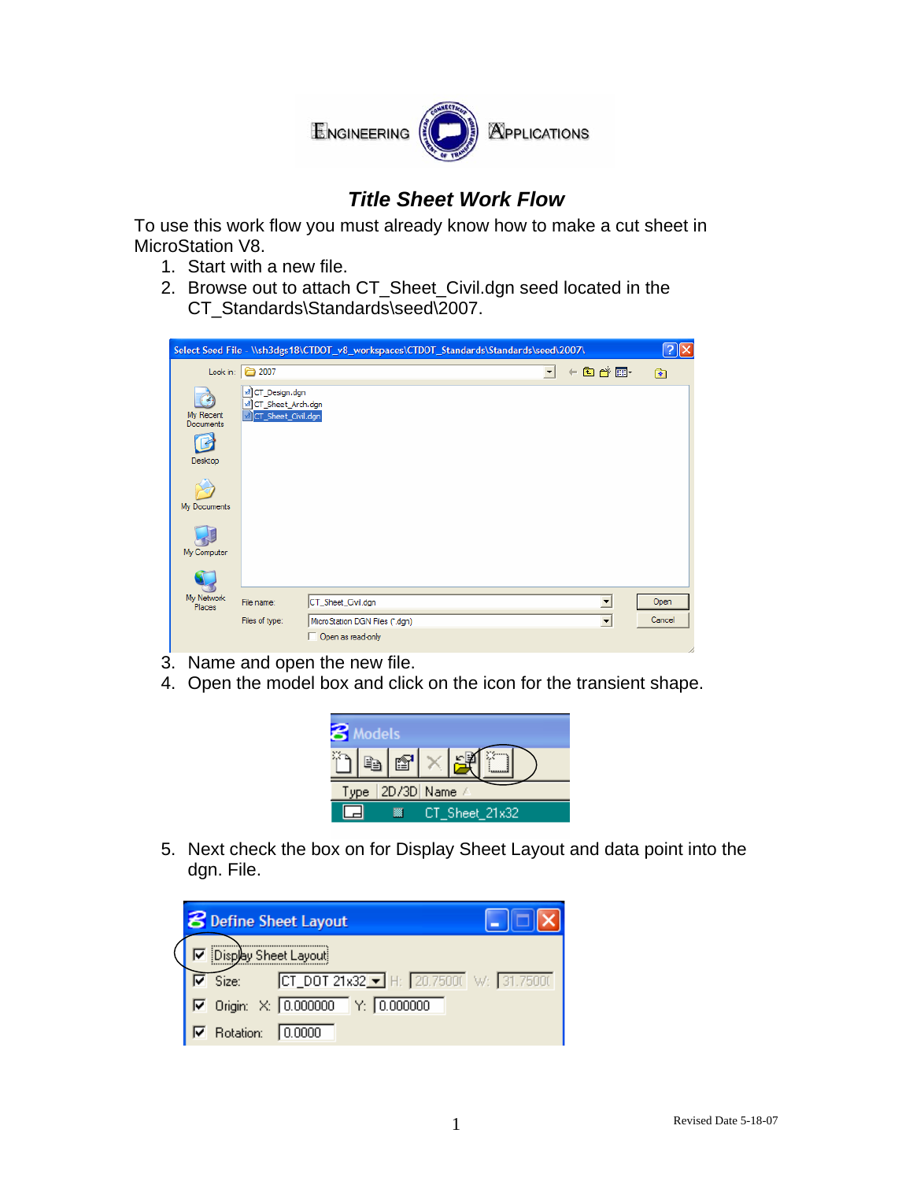ENGINEERING APPLICATIONS

# *Title Sheet Work Flow*

To use this work flow you must already know how to make a cut sheet in MicroStation V8.

1. Start with a new file.
2. Browse out to attach CT_Sheet_Civil.dgn seed located in the CT_Standards\Standards\seed\2007.
3. Name and open the new file.
4. Open the model box and click on the icon for the transient shape.
5. Next check the box on for Display Sheet Layout and data point into the dgn. File.

Revised Date 5-18-07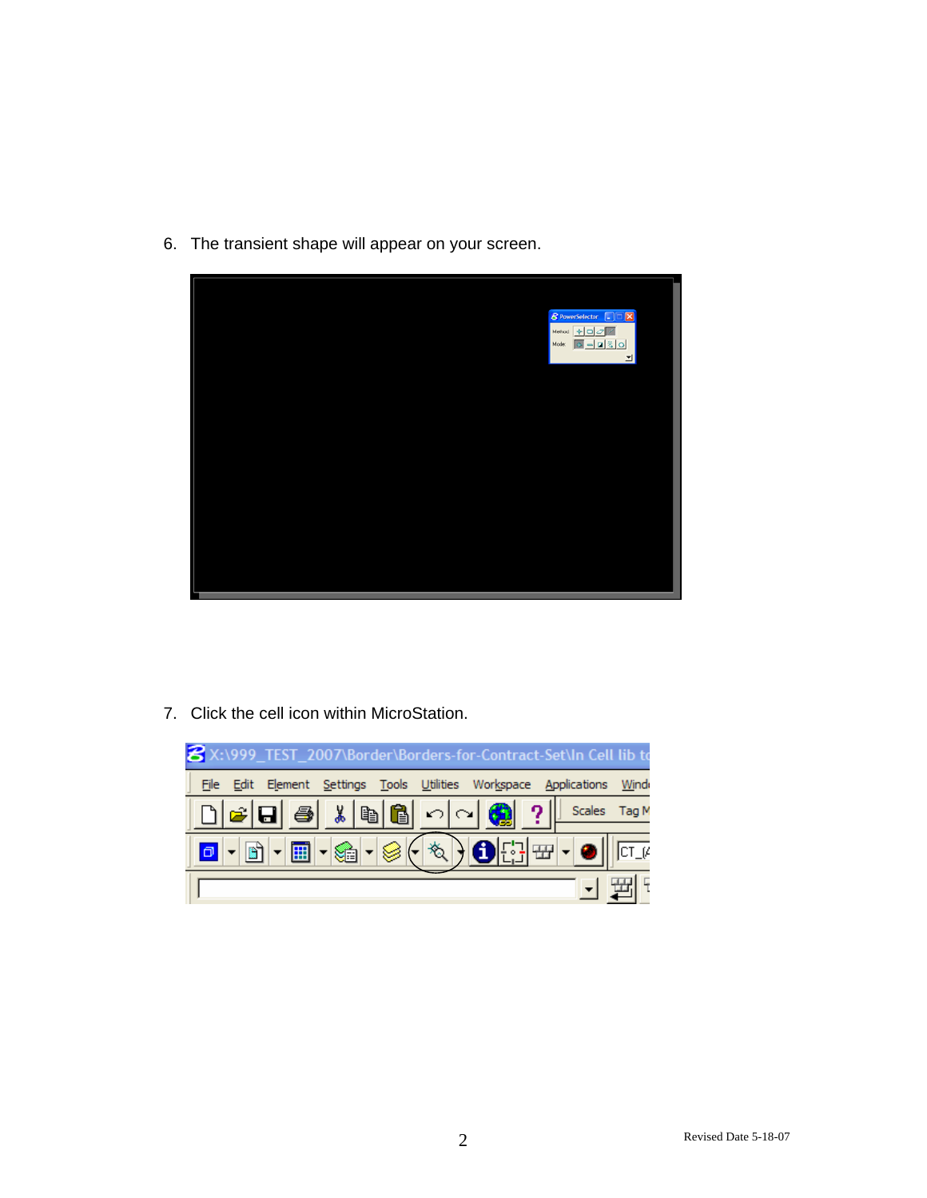6. The transient shape will appear on your screen.

7. Click the cell icon within MicroStation.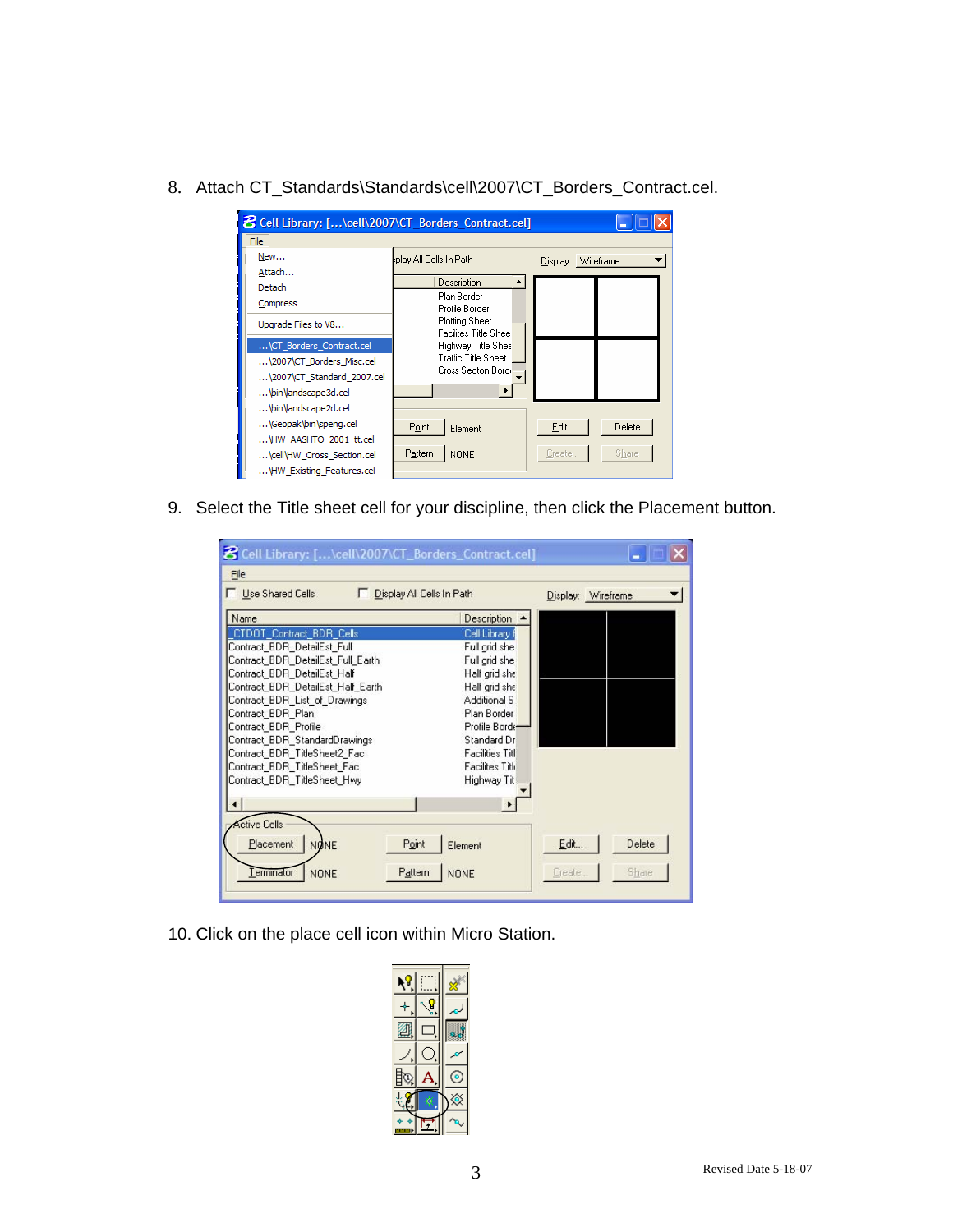8. Attach CT_Standards\Standards\cell\2007\CT_Borders_Contract.cel.

9. Select the Title sheet cell for your discipline, then click the Placement button.

10. Click on the place cell icon within Micro Station.

Revised Date 5-18-07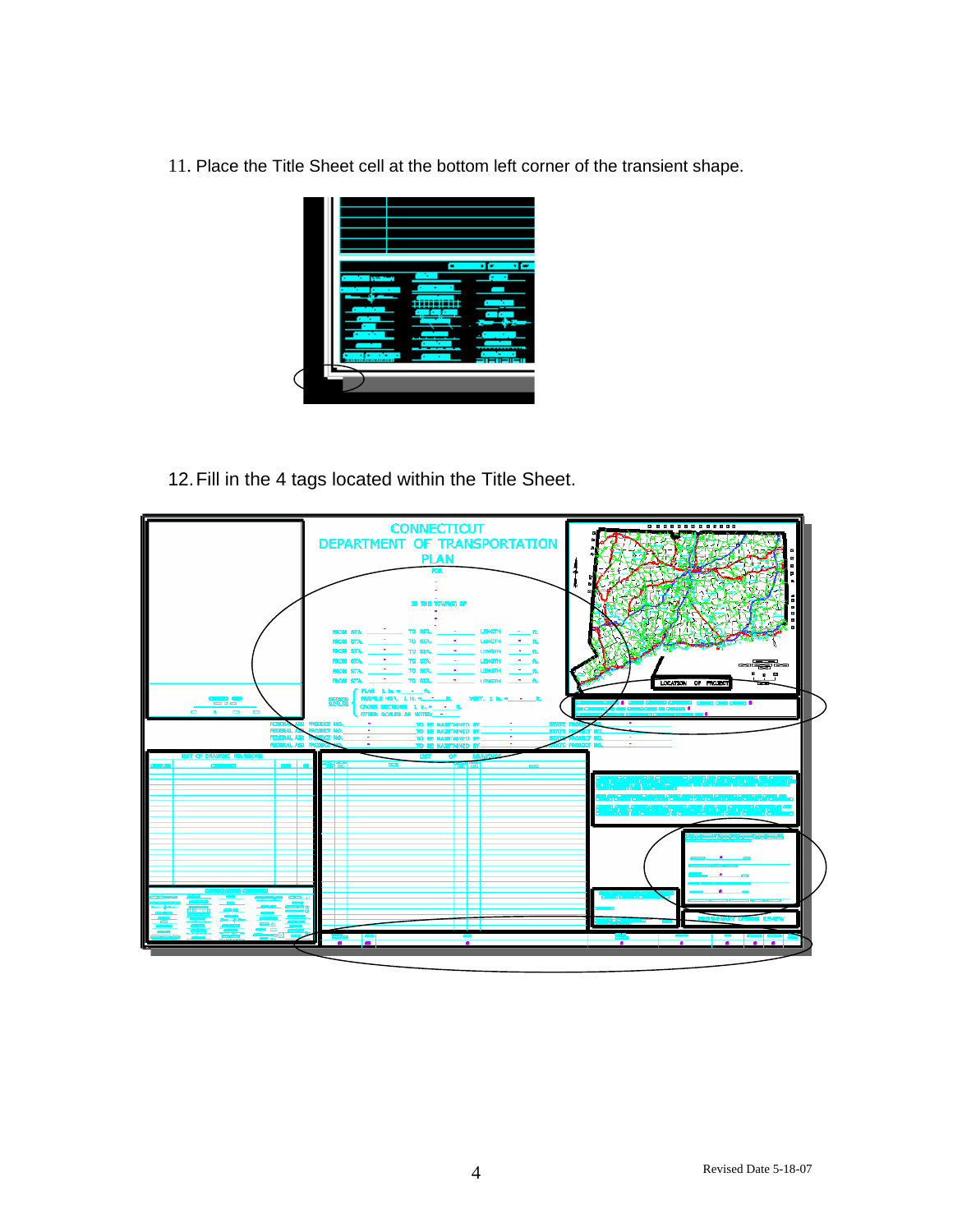11. Place the Title Sheet cell at the bottom left corner of the transient shape.

12. Fill in the 4 tags located within the Title Sheet.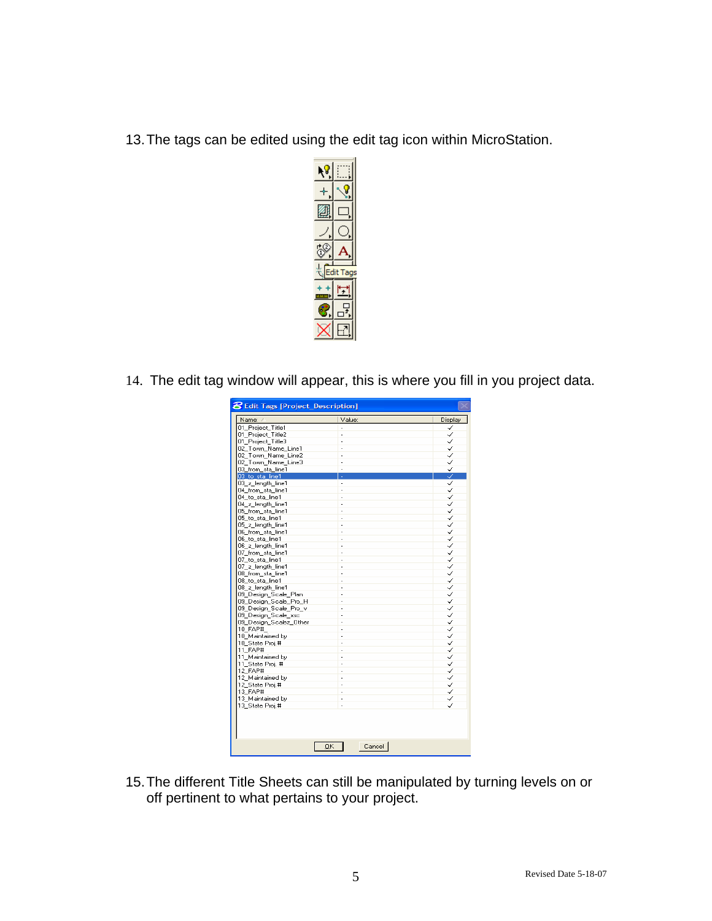13. The tags can be edited using the edit tag icon within MicroStation.

14. The edit tag window will appear, this is where you fill in you project data.

15. The different Title Sheets can still be manipulated by turning levels on or off pertinent to what pertains to your project.

Revised Date 5-18-07